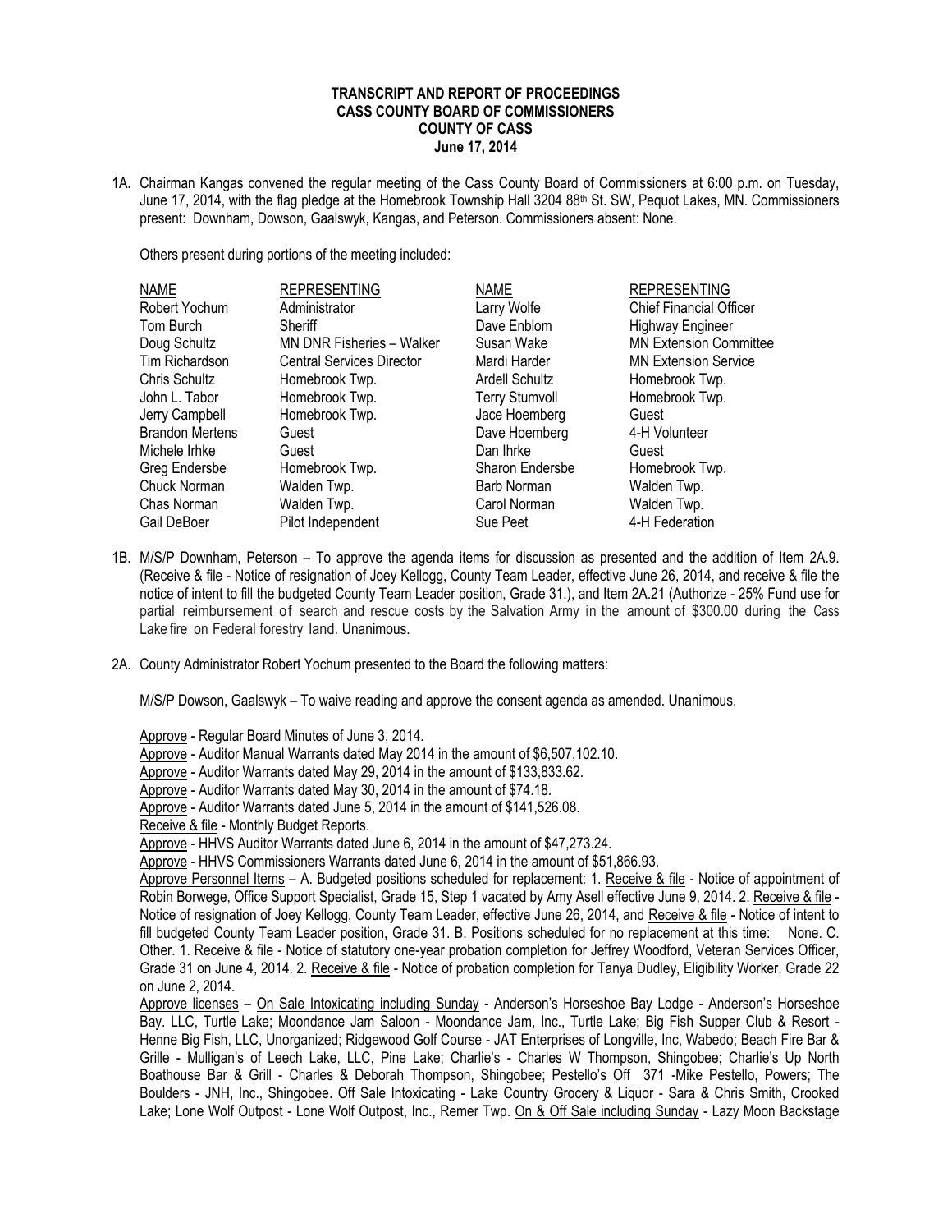**TRANSCRIPT AND REPORT OF PROCEEDINGS**
**CASS COUNTY BOARD OF COMMISSIONERS**
**COUNTY OF CASS**
**June 17, 2014**

1A. Chairman Kangas convened the regular meeting of the Cass County Board of Commissioners at 6:00 p.m. on Tuesday, June 17, 2014, with the flag pledge at the Homebrook Township Hall 3204 88th St. SW, Pequot Lakes, MN. Commissioners present: Downham, Dowson, Gaalswyk, Kangas, and Peterson. Commissioners absent: None.

Others present during portions of the meeting included:

| NAME | REPRESENTING | NAME | REPRESENTING |
|---|---|---|---|
| Robert Yochum | Administrator | Larry Wolfe | Chief Financial Officer |
| Tom Burch | Sheriff | Dave Enblom | Highway Engineer |
| Doug Schultz | MN DNR Fisheries – Walker | Susan Wake | MN Extension Committee |
| Tim Richardson | Central Services Director | Mardi Harder | MN Extension Service |
| Chris Schultz | Homebrook Twp. | Ardell Schultz | Homebrook Twp. |
| John L. Tabor | Homebrook Twp. | Terry Stumvoll | Homebrook Twp. |
| Jerry Campbell | Homebrook Twp. | Jace Hoemberg | Guest |
| Brandon Mertens | Guest | Dave Hoemberg | 4-H Volunteer |
| Michele Irhke | Guest | Dan Ihrke | Guest |
| Greg Endersbe | Homebrook Twp. | Sharon Endersbe | Homebrook Twp. |
| Chuck Norman | Walden Twp. | Barb Norman | Walden Twp. |
| Chas Norman | Walden Twp. | Carol Norman | Walden Twp. |
| Gail DeBoer | Pilot Independent | Sue Peet | 4-H Federation |

1B. M/S/P Downham, Peterson – To approve the agenda items for discussion as presented and the addition of Item 2A.9. (Receive & file - Notice of resignation of Joey Kellogg, County Team Leader, effective June 26, 2014, and receive & file the notice of intent to fill the budgeted County Team Leader position, Grade 31.), and Item 2A.21 (Authorize - 25% Fund use for partial reimbursement of search and rescue costs by the Salvation Army in the amount of $300.00 during the Cass Lake fire on Federal forestry land. Unanimous.

2A. County Administrator Robert Yochum presented to the Board the following matters:

M/S/P Dowson, Gaalswyk – To waive reading and approve the consent agenda as amended. Unanimous.

Approve - Regular Board Minutes of June 3, 2014.
Approve - Auditor Manual Warrants dated May 2014 in the amount of $6,507,102.10.
Approve - Auditor Warrants dated May 29, 2014 in the amount of $133,833.62.
Approve - Auditor Warrants dated May 30, 2014 in the amount of $74.18.
Approve - Auditor Warrants dated June 5, 2014 in the amount of $141,526.08.
Receive & file - Monthly Budget Reports.
Approve - HHVS Auditor Warrants dated June 6, 2014 in the amount of $47,273.24.
Approve - HHVS Commissioners Warrants dated June 6, 2014 in the amount of $51,866.93.
Approve Personnel Items – A. Budgeted positions scheduled for replacement: 1. Receive & file - Notice of appointment of Robin Borwege, Office Support Specialist, Grade 15, Step 1 vacated by Amy Asell effective June 9, 2014. 2. Receive & file - Notice of resignation of Joey Kellogg, County Team Leader, effective June 26, 2014, and Receive & file - Notice of intent to fill budgeted County Team Leader position, Grade 31. B. Positions scheduled for no replacement at this time: None. C. Other. 1. Receive & file - Notice of statutory one-year probation completion for Jeffrey Woodford, Veteran Services Officer, Grade 31 on June 4, 2014. 2. Receive & file - Notice of probation completion for Tanya Dudley, Eligibility Worker, Grade 22 on June 2, 2014.
Approve licenses – On Sale Intoxicating including Sunday - Anderson's Horseshoe Bay Lodge - Anderson's Horseshoe Bay. LLC, Turtle Lake; Moondance Jam Saloon - Moondance Jam, Inc., Turtle Lake; Big Fish Supper Club & Resort - Henne Big Fish, LLC, Unorganized; Ridgewood Golf Course - JAT Enterprises of Longville, Inc, Wabedo; Beach Fire Bar & Grille - Mulligan's of Leech Lake, LLC, Pine Lake; Charlie's - Charles W Thompson, Shingobee; Charlie's Up North Boathouse Bar & Grill - Charles & Deborah Thompson, Shingobee; Pestello's Off 371 -Mike Pestello, Powers; The Boulders - JNH, Inc., Shingobee. Off Sale Intoxicating - Lake Country Grocery & Liquor - Sara & Chris Smith, Crooked Lake; Lone Wolf Outpost - Lone Wolf Outpost, Inc., Remer Twp. On & Off Sale including Sunday - Lazy Moon Backstage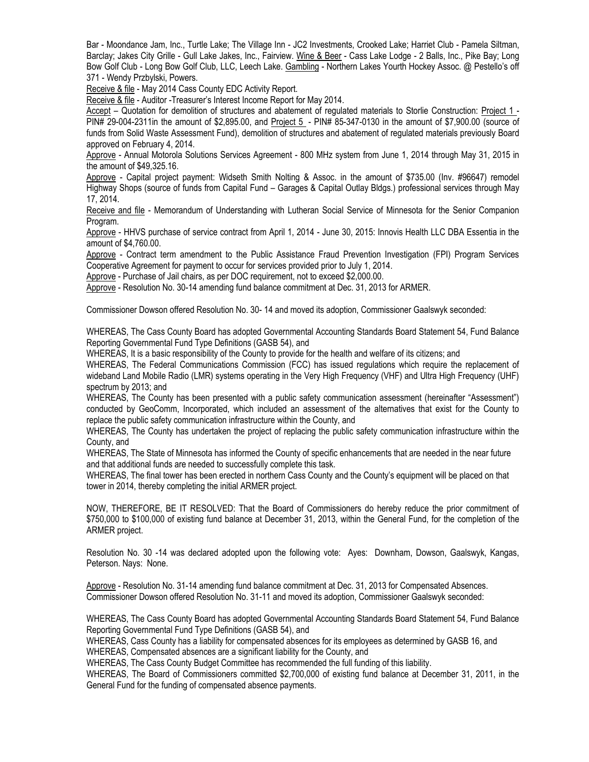Bar - Moondance Jam, Inc., Turtle Lake; The Village Inn - JC2 Investments, Crooked Lake; Harriet Club - Pamela Siltman, Barclay; Jakes City Grille - Gull Lake Jakes, Inc., Fairview. Wine & Beer - Cass Lake Lodge - 2 Balls, Inc., Pike Bay; Long Bow Golf Club - Long Bow Golf Club, LLC, Leech Lake. Gambling - Northern Lakes Yourth Hockey Assoc. @ Pestello's off 371 - Wendy Przbylski, Powers.

Receive & file - May 2014 Cass County EDC Activity Report.

Receive & file - Auditor -Treasurer's Interest Income Report for May 2014.

Accept – Quotation for demolition of structures and abatement of regulated materials to Storlie Construction: Project 1 - PIN# 29-004-2311in the amount of $2,895.00, and Project 5 - PIN# 85-347-0130 in the amount of $7,900.00 (source of funds from Solid Waste Assessment Fund), demolition of structures and abatement of regulated materials previously Board approved on February 4, 2014.

Approve - Annual Motorola Solutions Services Agreement - 800 MHz system from June 1, 2014 through May 31, 2015 in the amount of $49,325.16.

Approve - Capital project payment: Widseth Smith Nolting & Assoc. in the amount of $735.00 (Inv. #96647) remodel Highway Shops (source of funds from Capital Fund – Garages & Capital Outlay Bldgs.) professional services through May 17, 2014.

Receive and file - Memorandum of Understanding with Lutheran Social Service of Minnesota for the Senior Companion Program.

Approve - HHVS purchase of service contract from April 1, 2014 - June 30, 2015: Innovis Health LLC DBA Essentia in the amount of $4,760.00.

Approve - Contract term amendment to the Public Assistance Fraud Prevention Investigation (FPI) Program Services Cooperative Agreement for payment to occur for services provided prior to July 1, 2014.

Approve - Purchase of Jail chairs, as per DOC requirement, not to exceed $2,000.00.

Approve - Resolution No. 30-14 amending fund balance commitment at Dec. 31, 2013 for ARMER.

Commissioner Dowson offered Resolution No. 30- 14 and moved its adoption, Commissioner Gaalswyk seconded:

WHEREAS, The Cass County Board has adopted Governmental Accounting Standards Board Statement 54, Fund Balance Reporting Governmental Fund Type Definitions (GASB 54), and

WHEREAS, It is a basic responsibility of the County to provide for the health and welfare of its citizens; and

WHEREAS, The Federal Communications Commission (FCC) has issued regulations which require the replacement of wideband Land Mobile Radio (LMR) systems operating in the Very High Frequency (VHF) and Ultra High Frequency (UHF) spectrum by 2013; and

WHEREAS, The County has been presented with a public safety communication assessment (hereinafter "Assessment") conducted by GeoComm, Incorporated, which included an assessment of the alternatives that exist for the County to replace the public safety communication infrastructure within the County, and

WHEREAS, The County has undertaken the project of replacing the public safety communication infrastructure within the County, and

WHEREAS, The State of Minnesota has informed the County of specific enhancements that are needed in the near future and that additional funds are needed to successfully complete this task.

WHEREAS, The final tower has been erected in northern Cass County and the County's equipment will be placed on that tower in 2014, thereby completing the initial ARMER project.

NOW, THEREFORE, BE IT RESOLVED: That the Board of Commissioners do hereby reduce the prior commitment of $750,000 to $100,000 of existing fund balance at December 31, 2013, within the General Fund, for the completion of the ARMER project.

Resolution No. 30 -14 was declared adopted upon the following vote: Ayes: Downham, Dowson, Gaalswyk, Kangas, Peterson. Nays: None.

Approve - Resolution No. 31-14 amending fund balance commitment at Dec. 31, 2013 for Compensated Absences.
Commissioner Dowson offered Resolution No. 31-11 and moved its adoption, Commissioner Gaalswyk seconded:

WHEREAS, The Cass County Board has adopted Governmental Accounting Standards Board Statement 54, Fund Balance Reporting Governmental Fund Type Definitions (GASB 54), and

WHEREAS, Cass County has a liability for compensated absences for its employees as determined by GASB 16, and

WHEREAS, Compensated absences are a significant liability for the County, and

WHEREAS, The Cass County Budget Committee has recommended the full funding of this liability.

WHEREAS, The Board of Commissioners committed $2,700,000 of existing fund balance at December 31, 2011, in the General Fund for the funding of compensated absence payments.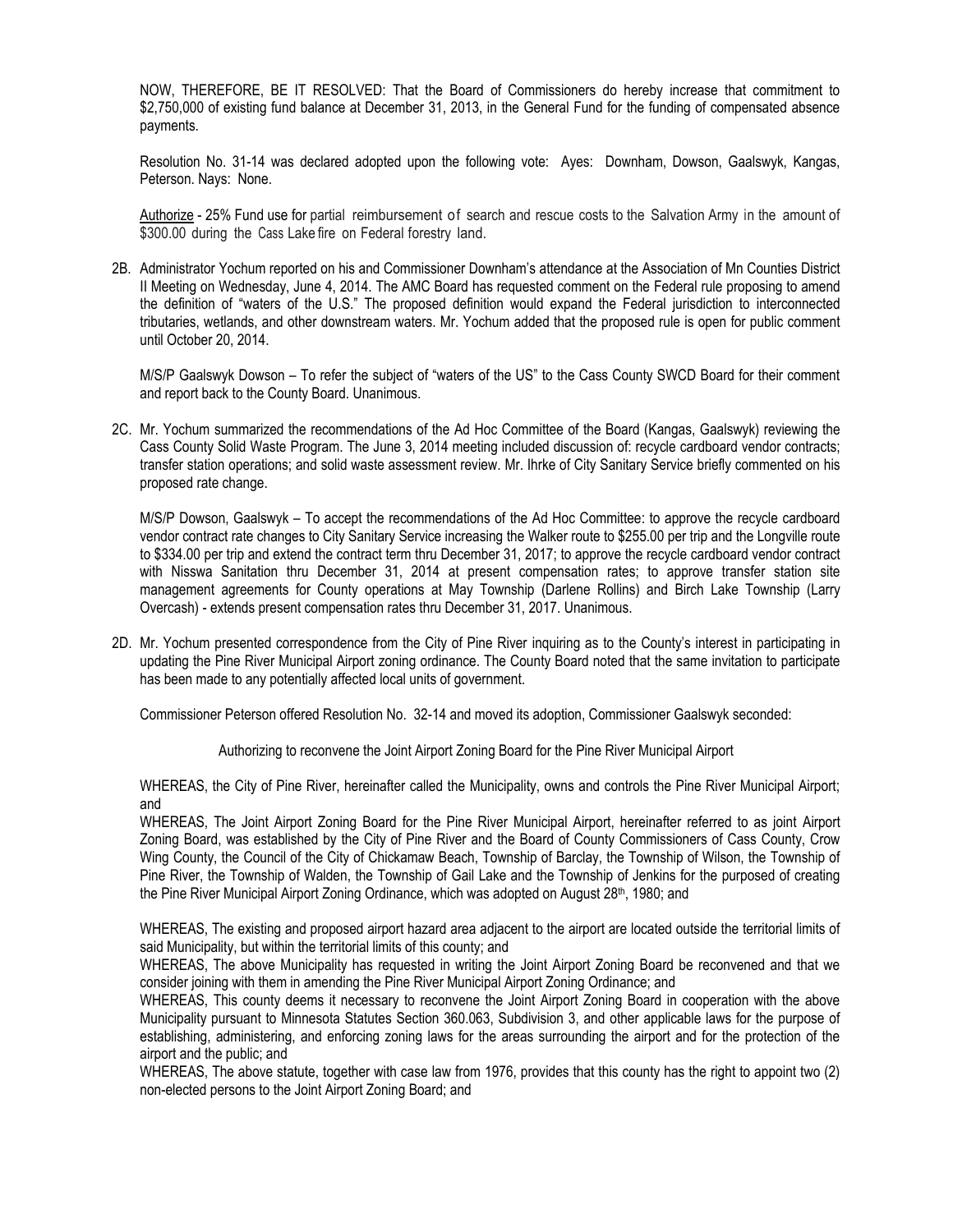NOW, THEREFORE, BE IT RESOLVED: That the Board of Commissioners do hereby increase that commitment to $2,750,000 of existing fund balance at December 31, 2013, in the General Fund for the funding of compensated absence payments.

Resolution No. 31-14 was declared adopted upon the following vote: Ayes: Downham, Dowson, Gaalswyk, Kangas, Peterson. Nays: None.

Authorize - 25% Fund use for partial reimbursement of search and rescue costs to the Salvation Army in the amount of $300.00 during the Cass Lake fire on Federal forestry land.

2B. Administrator Yochum reported on his and Commissioner Downham's attendance at the Association of Mn Counties District II Meeting on Wednesday, June 4, 2014. The AMC Board has requested comment on the Federal rule proposing to amend the definition of "waters of the U.S." The proposed definition would expand the Federal jurisdiction to interconnected tributaries, wetlands, and other downstream waters. Mr. Yochum added that the proposed rule is open for public comment until October 20, 2014.

M/S/P Gaalswyk Dowson – To refer the subject of "waters of the US" to the Cass County SWCD Board for their comment and report back to the County Board. Unanimous.

2C. Mr. Yochum summarized the recommendations of the Ad Hoc Committee of the Board (Kangas, Gaalswyk) reviewing the Cass County Solid Waste Program. The June 3, 2014 meeting included discussion of: recycle cardboard vendor contracts; transfer station operations; and solid waste assessment review. Mr. Ihrke of City Sanitary Service briefly commented on his proposed rate change.

M/S/P Dowson, Gaalswyk – To accept the recommendations of the Ad Hoc Committee: to approve the recycle cardboard vendor contract rate changes to City Sanitary Service increasing the Walker route to $255.00 per trip and the Longville route to $334.00 per trip and extend the contract term thru December 31, 2017; to approve the recycle cardboard vendor contract with Nisswa Sanitation thru December 31, 2014 at present compensation rates; to approve transfer station site management agreements for County operations at May Township (Darlene Rollins) and Birch Lake Township (Larry Overcash) - extends present compensation rates thru December 31, 2017. Unanimous.

2D. Mr. Yochum presented correspondence from the City of Pine River inquiring as to the County's interest in participating in updating the Pine River Municipal Airport zoning ordinance. The County Board noted that the same invitation to participate has been made to any potentially affected local units of government.

Commissioner Peterson offered Resolution No. 32-14 and moved its adoption, Commissioner Gaalswyk seconded:

Authorizing to reconvene the Joint Airport Zoning Board for the Pine River Municipal Airport

WHEREAS, the City of Pine River, hereinafter called the Municipality, owns and controls the Pine River Municipal Airport; and

WHEREAS, The Joint Airport Zoning Board for the Pine River Municipal Airport, hereinafter referred to as joint Airport Zoning Board, was established by the City of Pine River and the Board of County Commissioners of Cass County, Crow Wing County, the Council of the City of Chickamaw Beach, Township of Barclay, the Township of Wilson, the Township of Pine River, the Township of Walden, the Township of Gail Lake and the Township of Jenkins for the purposed of creating the Pine River Municipal Airport Zoning Ordinance, which was adopted on August 28th, 1980; and

WHEREAS, The existing and proposed airport hazard area adjacent to the airport are located outside the territorial limits of said Municipality, but within the territorial limits of this county; and

WHEREAS, The above Municipality has requested in writing the Joint Airport Zoning Board be reconvened and that we consider joining with them in amending the Pine River Municipal Airport Zoning Ordinance; and

WHEREAS, This county deems it necessary to reconvene the Joint Airport Zoning Board in cooperation with the above Municipality pursuant to Minnesota Statutes Section 360.063, Subdivision 3, and other applicable laws for the purpose of establishing, administering, and enforcing zoning laws for the areas surrounding the airport and for the protection of the airport and the public; and

WHEREAS, The above statute, together with case law from 1976, provides that this county has the right to appoint two (2) non-elected persons to the Joint Airport Zoning Board; and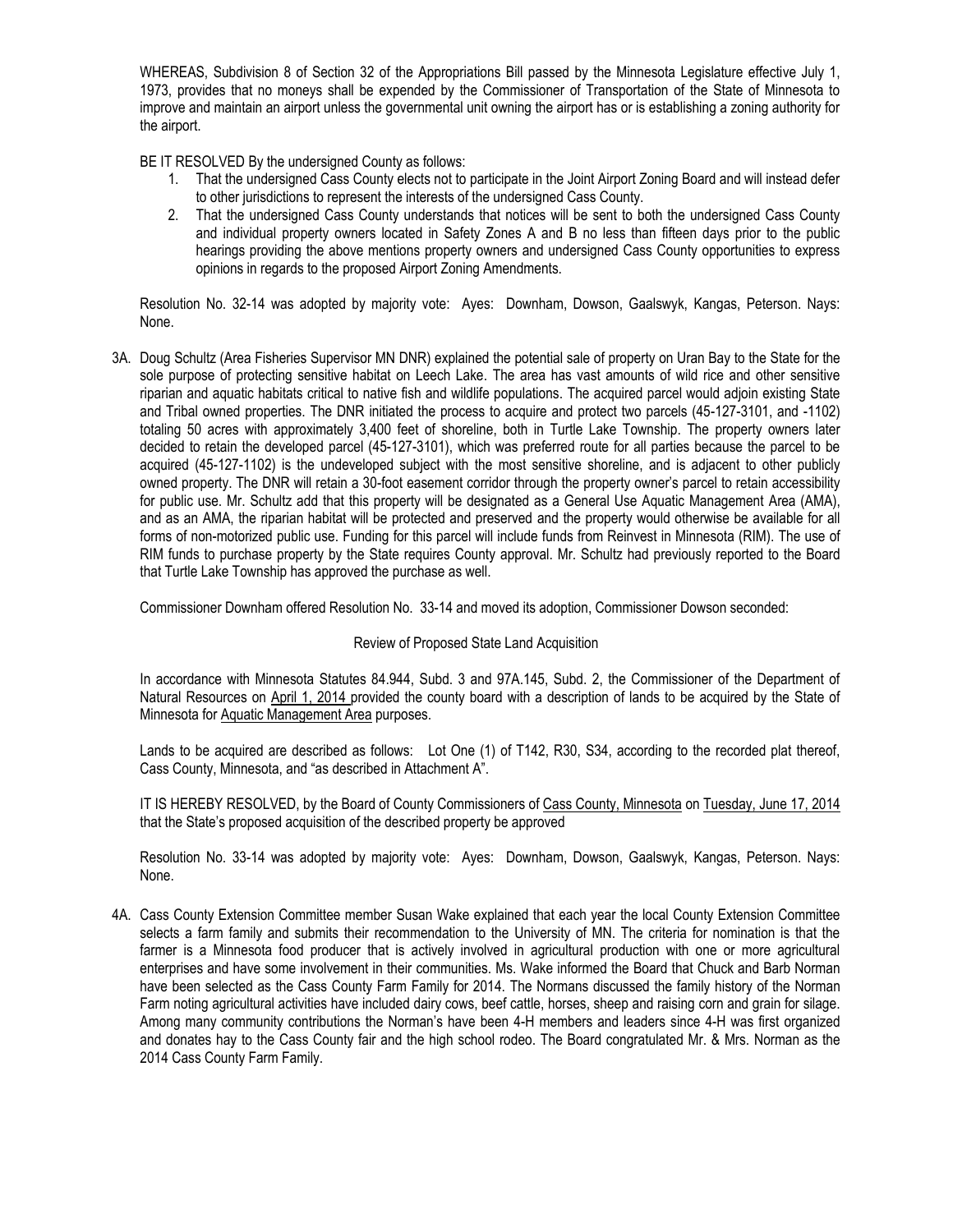WHEREAS, Subdivision 8 of Section 32 of the Appropriations Bill passed by the Minnesota Legislature effective July 1, 1973, provides that no moneys shall be expended by the Commissioner of Transportation of the State of Minnesota to improve and maintain an airport unless the governmental unit owning the airport has or is establishing a zoning authority for the airport.

BE IT RESOLVED By the undersigned County as follows:

1. That the undersigned Cass County elects not to participate in the Joint Airport Zoning Board and will instead defer to other jurisdictions to represent the interests of the undersigned Cass County.
2. That the undersigned Cass County understands that notices will be sent to both the undersigned Cass County and individual property owners located in Safety Zones A and B no less than fifteen days prior to the public hearings providing the above mentions property owners and undersigned Cass County opportunities to express opinions in regards to the proposed Airport Zoning Amendments.

Resolution No. 32-14 was adopted by majority vote: Ayes: Downham, Dowson, Gaalswyk, Kangas, Peterson. Nays: None.

3A. Doug Schultz (Area Fisheries Supervisor MN DNR) explained the potential sale of property on Uran Bay to the State for the sole purpose of protecting sensitive habitat on Leech Lake. The area has vast amounts of wild rice and other sensitive riparian and aquatic habitats critical to native fish and wildlife populations. The acquired parcel would adjoin existing State and Tribal owned properties. The DNR initiated the process to acquire and protect two parcels (45-127-3101, and -1102) totaling 50 acres with approximately 3,400 feet of shoreline, both in Turtle Lake Township. The property owners later decided to retain the developed parcel (45-127-3101), which was preferred route for all parties because the parcel to be acquired (45-127-1102) is the undeveloped subject with the most sensitive shoreline, and is adjacent to other publicly owned property. The DNR will retain a 30-foot easement corridor through the property owner's parcel to retain accessibility for public use. Mr. Schultz add that this property will be designated as a General Use Aquatic Management Area (AMA), and as an AMA, the riparian habitat will be protected and preserved and the property would otherwise be available for all forms of non-motorized public use. Funding for this parcel will include funds from Reinvest in Minnesota (RIM). The use of RIM funds to purchase property by the State requires County approval. Mr. Schultz had previously reported to the Board that Turtle Lake Township has approved the purchase as well.

Commissioner Downham offered Resolution No. 33-14 and moved its adoption, Commissioner Dowson seconded:

Review of Proposed State Land Acquisition

In accordance with Minnesota Statutes 84.944, Subd. 3 and 97A.145, Subd. 2, the Commissioner of the Department of Natural Resources on April 1, 2014 provided the county board with a description of lands to be acquired by the State of Minnesota for Aquatic Management Area purposes.

Lands to be acquired are described as follows: Lot One (1) of T142, R30, S34, according to the recorded plat thereof, Cass County, Minnesota, and "as described in Attachment A".

IT IS HEREBY RESOLVED, by the Board of County Commissioners of Cass County, Minnesota on Tuesday, June 17, 2014 that the State's proposed acquisition of the described property be approved

Resolution No. 33-14 was adopted by majority vote: Ayes: Downham, Dowson, Gaalswyk, Kangas, Peterson. Nays: None.

4A. Cass County Extension Committee member Susan Wake explained that each year the local County Extension Committee selects a farm family and submits their recommendation to the University of MN. The criteria for nomination is that the farmer is a Minnesota food producer that is actively involved in agricultural production with one or more agricultural enterprises and have some involvement in their communities. Ms. Wake informed the Board that Chuck and Barb Norman have been selected as the Cass County Farm Family for 2014. The Normans discussed the family history of the Norman Farm noting agricultural activities have included dairy cows, beef cattle, horses, sheep and raising corn and grain for silage. Among many community contributions the Norman's have been 4-H members and leaders since 4-H was first organized and donates hay to the Cass County fair and the high school rodeo. The Board congratulated Mr. & Mrs. Norman as the 2014 Cass County Farm Family.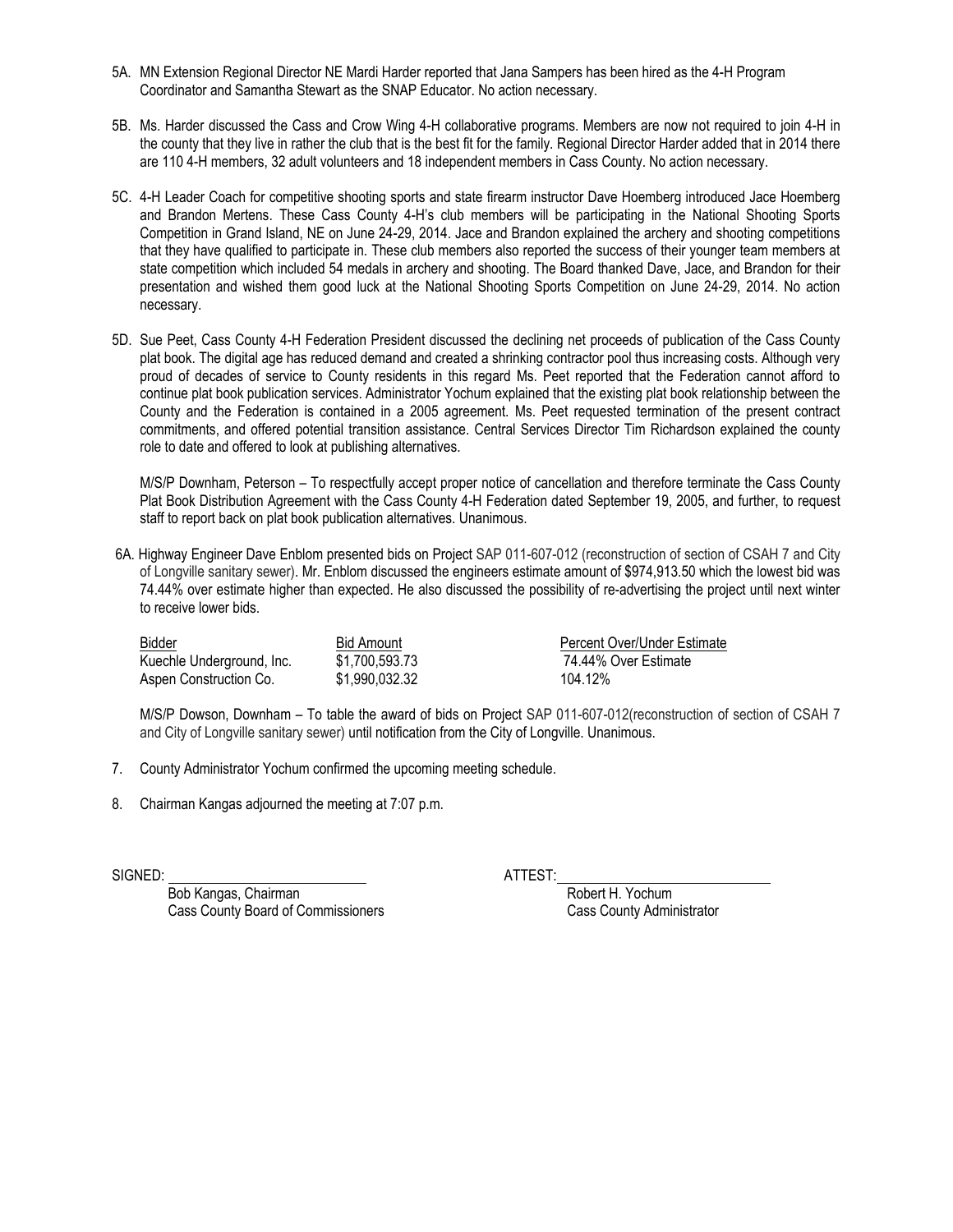5A. MN Extension Regional Director NE Mardi Harder reported that Jana Sampers has been hired as the 4-H Program Coordinator and Samantha Stewart as the SNAP Educator. No action necessary.

5B. Ms. Harder discussed the Cass and Crow Wing 4-H collaborative programs. Members are now not required to join 4-H in the county that they live in rather the club that is the best fit for the family. Regional Director Harder added that in 2014 there are 110 4-H members, 32 adult volunteers and 18 independent members in Cass County. No action necessary.

5C. 4-H Leader Coach for competitive shooting sports and state firearm instructor Dave Hoemberg introduced Jace Hoemberg and Brandon Mertens. These Cass County 4-H's club members will be participating in the National Shooting Sports Competition in Grand Island, NE on June 24-29, 2014. Jace and Brandon explained the archery and shooting competitions that they have qualified to participate in. These club members also reported the success of their younger team members at state competition which included 54 medals in archery and shooting. The Board thanked Dave, Jace, and Brandon for their presentation and wished them good luck at the National Shooting Sports Competition on June 24-29, 2014. No action necessary.

5D. Sue Peet, Cass County 4-H Federation President discussed the declining net proceeds of publication of the Cass County plat book. The digital age has reduced demand and created a shrinking contractor pool thus increasing costs. Although very proud of decades of service to County residents in this regard Ms. Peet reported that the Federation cannot afford to continue plat book publication services. Administrator Yochum explained that the existing plat book relationship between the County and the Federation is contained in a 2005 agreement. Ms. Peet requested termination of the present contract commitments, and offered potential transition assistance. Central Services Director Tim Richardson explained the county role to date and offered to look at publishing alternatives.

M/S/P Downham, Peterson – To respectfully accept proper notice of cancellation and therefore terminate the Cass County Plat Book Distribution Agreement with the Cass County 4-H Federation dated September 19, 2005, and further, to request staff to report back on plat book publication alternatives. Unanimous.

6A. Highway Engineer Dave Enblom presented bids on Project SAP 011-607-012 (reconstruction of section of CSAH 7 and City of Longville sanitary sewer). Mr. Enblom discussed the engineers estimate amount of $974,913.50 which the lowest bid was 74.44% over estimate higher than expected. He also discussed the possibility of re-advertising the project until next winter to receive lower bids.

| Bidder | Bid Amount | Percent Over/Under Estimate |
|---|---|---|
| Kuechle Underground, Inc. | $1,700,593.73 | 74.44% Over Estimate |
| Aspen Construction Co. | $1,990,032.32 | 104.12% |

M/S/P Dowson, Downham – To table the award of bids on Project SAP 011-607-012(reconstruction of section of CSAH 7 and City of Longville sanitary sewer) until notification from the City of Longville. Unanimous.

7. County Administrator Yochum confirmed the upcoming meeting schedule.

8. Chairman Kangas adjourned the meeting at 7:07 p.m.

SIGNED: \_\_\_\_\_\_\_\_\_\_\_\_\_\_\_\_\_\_\_\_\_\_\_\_\_\_\_\_

Bob Kangas, Chairman
Cass County Board of Commissioners

ATTEST: \_\_\_\_\_\_\_\_\_\_\_\_\_\_\_\_\_\_\_\_\_\_\_\_\_\_\_\_

Robert H. Yochum
Cass County Administrator